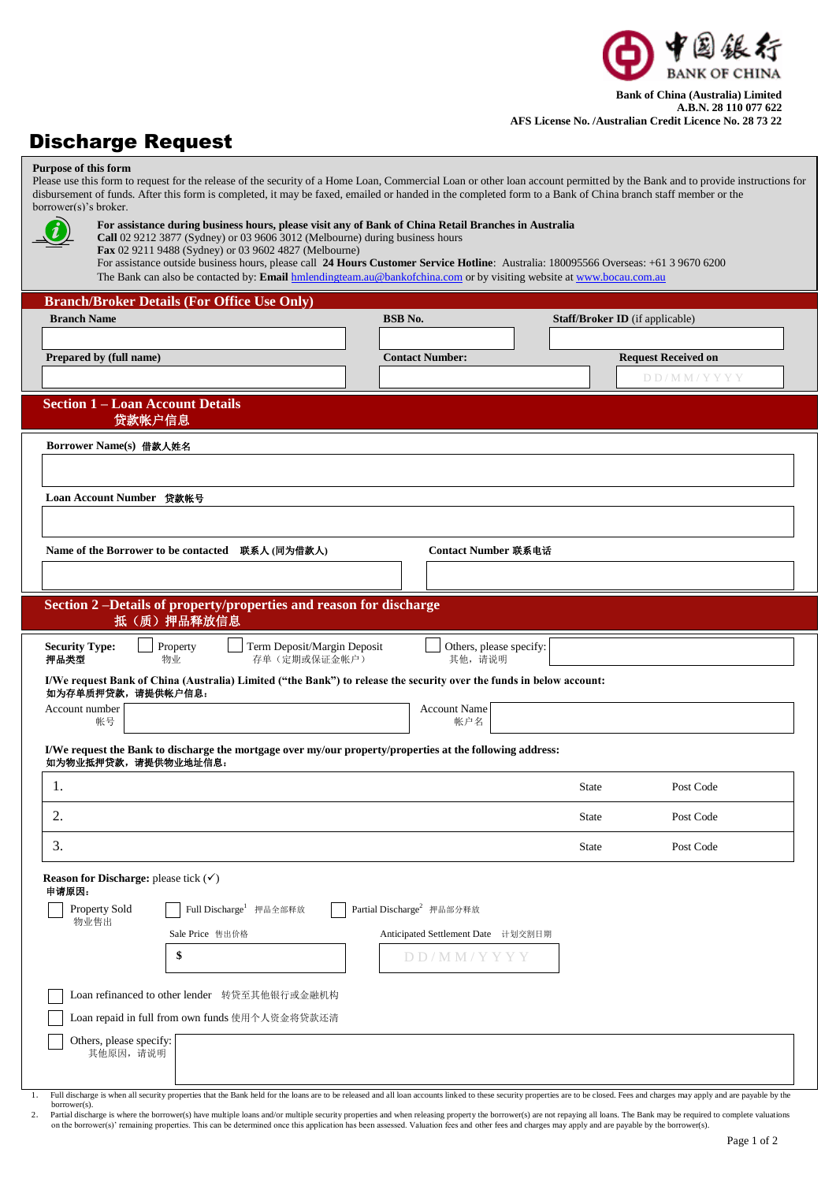中国银行 BANK OF CHINA

**Bank of China (Australia) Limited**
**A.B.N. 28 110 077 622**
**AFS License No. /Australian Credit Licence No. 28 73 22**

# Discharge Request

**Purpose of this form**

Please use this form to request for the release of the security of a Home Loan, Commercial Loan or other loan account permitted by the Bank and to provide instructions for disbursement of funds. After this form is completed, it may be faxed, emailed or handed in the completed form to a Bank of China branch staff member or the borrower(s)'s broker.

**For assistance during business hours, please visit any of Bank of China Retail Branches in Australia**
**Call** 02 9212 3877 (Sydney) or 03 9606 3012 (Melbourne) during business hours
**Fax** 02 9211 9488 (Sydney) or 03 9602 4827 (Melbourne)
For assistance outside business hours, please call **24 Hours Customer Service Hotline**: Australia: 180095566 Overseas: +61 3 9670 6200
The Bank can also be contacted by: **Email** hmlendingteam.au@bankofchina.com or by visiting website at www.bocau.com.au

## Branch/Broker Details (For Office Use Only)

| **Branch Name** | **BSB No.** | **Staff/Broker ID** (if applicable) |
|---|---|---|
| | | |
| **Prepared by (full name)** | **Contact Number:** | **Request Received on** |
| | | D D / M M / Y Y Y Y |

## Section 1 – Loan Account Details 贷款帐户信息

**Borrower Name(s) 借款人姓名**

**Loan Account Number 贷款帐号**

**Name of the Borrower to be contacted 联系人 (同为借款人)**

**Contact Number 联系电话**

## Section 2 –Details of property/properties and reason for discharge 抵（质）押品释放信息

**Security Type: 押品类型**

☐ Property 物业 ☐ Term Deposit/Margin Deposit 存单（定期或保证金帐户） ☐ Others, please specify: 其他，请说明

**I/We request Bank of China (Australia) Limited ("the Bank") to release the security over the funds in below account:**
**如为存单质押贷款，请提供帐户信息：**

Account number 帐号 &nbsp;&nbsp;&nbsp;&nbsp; Account Name 帐户名

**I/We request the Bank to discharge the mortgage over my/our property/properties at the following address:**
**如为物业抵押贷款，请提供物业地址信息：**

| | State | Post Code |
|---|---|---|
| 1. | State | Post Code |
| 2. | State | Post Code |
| 3. | State | Post Code |

**Reason for Discharge:** please tick (✓)
**申请原因：**

☐ Property Sold 物业售出 &nbsp;&nbsp; ☐ Full Discharge[1] 押品全部释放 &nbsp;&nbsp; ☐ Partial Discharge[2] 押品部分释放

Sale Price 售出价格: $ &nbsp;&nbsp;&nbsp;&nbsp; Anticipated Settlement Date 计划交割日期: D D / M M / Y Y Y Y

☐ Loan refinanced to other lender 转贷至其他银行或金融机构

☐ Loan repaid in full from own funds 使用个人资金将贷款还清

☐ Others, please specify: 其他原因，请说明

1. Full discharge is when all security properties that the Bank held for the loans are to be released and all loan accounts linked to these security properties are to be closed. Fees and charges may apply and are payable by the borrower(s).
2. Partial discharge is where the borrower(s) have multiple loans and/or multiple security properties and when releasing property the borrower(s) are not repaying all loans. The Bank may be required to complete valuations on the borrower(s)' remaining properties. This can be determined once this application has been assessed. Valuation fees and other fees and charges may apply and are payable by the borrower(s).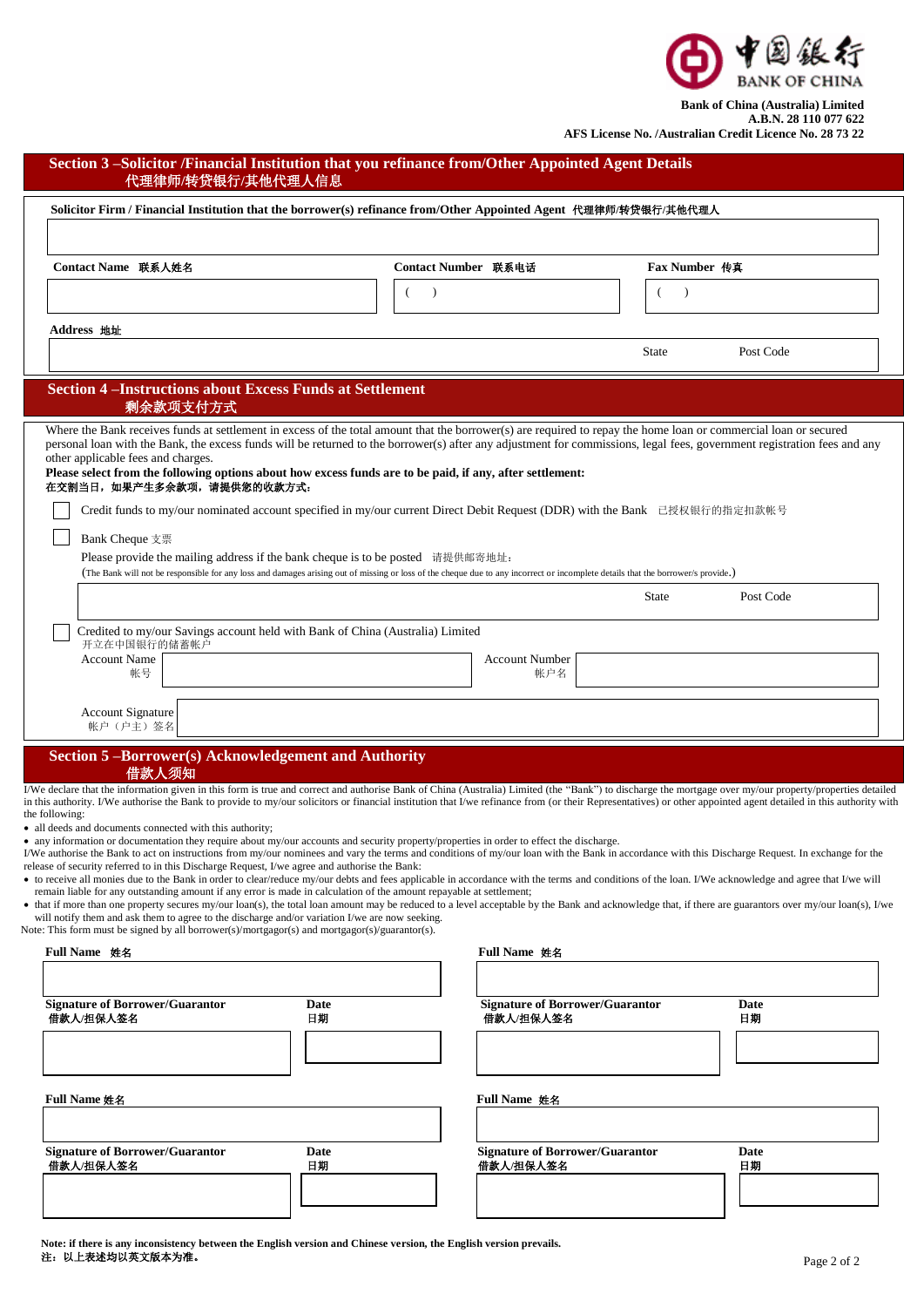**Bank of China (Australia) Limited**
**A.B.N. 28 110 077 622**
**AFS License No. /Australian Credit Licence No. 28 73 22**

## Section 3 –Solicitor /Financial Institution that you refinance from/Other Appointed Agent Details
## 代理律师/转贷银行/其他代理人信息

**Solicitor Firm / Financial Institution that the borrower(s) refinance from/Other Appointed Agent 代理律师/转贷银行/其他代理人**

| **Contact Name 联系人姓名** | **Contact Number 联系电话** | **Fax Number 传真** |
|---|---|---|
| | ( ) | ( ) |

**Address 地址**

State Post Code

## Section 4 –Instructions about Excess Funds at Settlement
## 剩余款项支付方式

Where the Bank receives funds at settlement in excess of the total amount that the borrower(s) are required to repay the home loan or commercial loan or secured personal loan with the Bank, the excess funds will be returned to the borrower(s) after any adjustment for commissions, legal fees, government registration fees and any other applicable fees and charges.

**Please select from the following options about how excess funds are to be paid, if any, after settlement:**
**在交割当日，如果产生多余款项，请提供您的收款方式:**

☐ Credit funds to my/our nominated account specified in my/our current Direct Debit Request (DDR) with the Bank 已授权银行的指定扣款帐号

☐ Bank Cheque 支票

Please provide the mailing address if the bank cheque is to be posted 请提供邮寄地址:

(The Bank will not be responsible for any loss and damages arising out of missing or loss of the cheque due to any incorrect or incomplete details that the borrower/s provide.)

State Post Code

☐ Credited to my/our Savings account held with Bank of China (Australia) Limited
开立在中国银行的储蓄帐户

Account Name 帐号 | Account Number 帐户名

Account Signature 帐户（户主）签名

## Section 5 –Borrower(s) Acknowledgement and Authority
## 借款人须知

I/We declare that the information given in this form is true and correct and authorise Bank of China (Australia) Limited (the "Bank") to discharge the mortgage over my/our property/properties detailed in this authority. I/We authorise the Bank to provide to my/our solicitors or financial institution that I/we refinance from (or their Representatives) or other appointed agent detailed in this authority with the following:

- all deeds and documents connected with this authority;
- any information or documentation they require about my/our accounts and security property/properties in order to effect the discharge.

I/We authorise the Bank to act on instructions from my/our nominees and vary the terms and conditions of my/our loan with the Bank in accordance with this Discharge Request. In exchange for the release of security referred to in this Discharge Request, I/we agree and authorise the Bank:

- to receive all monies due to the Bank in order to clear/reduce my/our debts and fees applicable in accordance with the terms and conditions of the loan. I/We acknowledge and agree that I/we will remain liable for any outstanding amount if any error is made in calculation of the amount repayable at settlement;
- that if more than one property secures my/our loan(s), the total loan amount may be reduced to a level acceptable by the Bank and acknowledge that, if there are guarantors over my/our loan(s), I/we will notify them and ask them to agree to the discharge and/or variation I/we are now seeking.

Note: This form must be signed by all borrower(s)/mortgagor(s) and mortgagor(s)/guarantor(s).

| | | | |
|---|---|---|---|
| **Full Name 姓名** | | **Full Name 姓名** | |
| **Signature of Borrower/Guarantor 借款人/担保人签名** | **Date 日期** | **Signature of Borrower/Guarantor 借款人/担保人签名** | **Date 日期** |
| **Full Name 姓名** | | **Full Name 姓名** | |
| **Signature of Borrower/Guarantor 借款人/担保人签名** | **Date 日期** | **Signature of Borrower/Guarantor 借款人/担保人签名** | **Date 日期** |

**Note: if there is any inconsistency between the English version and Chinese version, the English version prevails.**
**注：以上表述均以英文版本为准。**